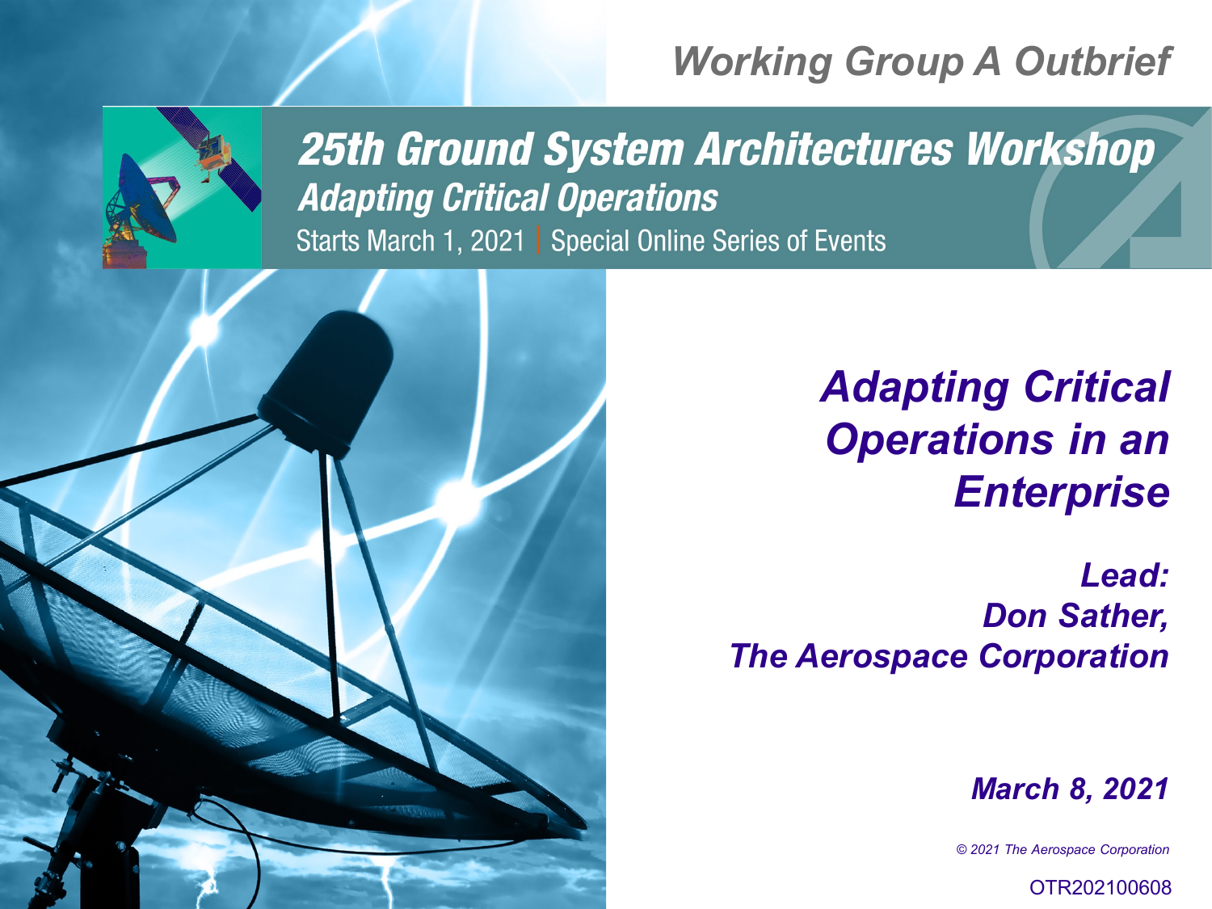*Working Group A Outbrief*

**25th Ground System Architectures Workshop**

**Adapting Critical Operations**

Starts March 1, 2021 | Special Online Series of Events

# *Adapting Critical Operations in an Enterprise*

***Lead:***
***Don Sather,***
***The Aerospace Corporation***

***March 8, 2021***

*© 2021 The Aerospace Corporation*

OTR202100608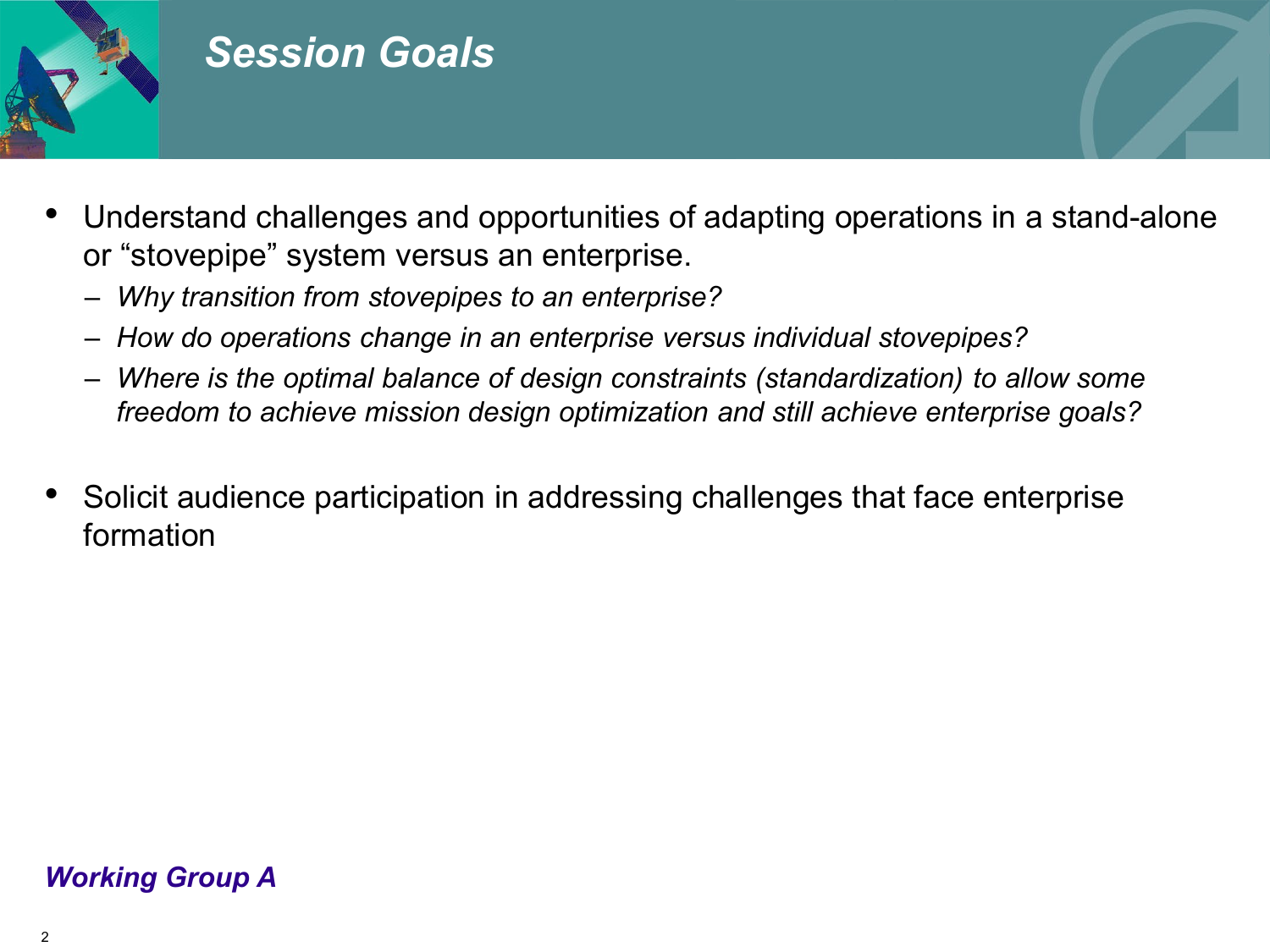# Session Goals

- Understand challenges and opportunities of adapting operations in a stand-alone or "stovepipe" system versus an enterprise.
  - *Why transition from stovepipes to an enterprise?*
  - *How do operations change in an enterprise versus individual stovepipes?*
  - *Where is the optimal balance of design constraints (standardization) to allow some freedom to achieve mission design optimization and still achieve enterprise goals?*
- Solicit audience participation in addressing challenges that face enterprise formation

***Working Group A***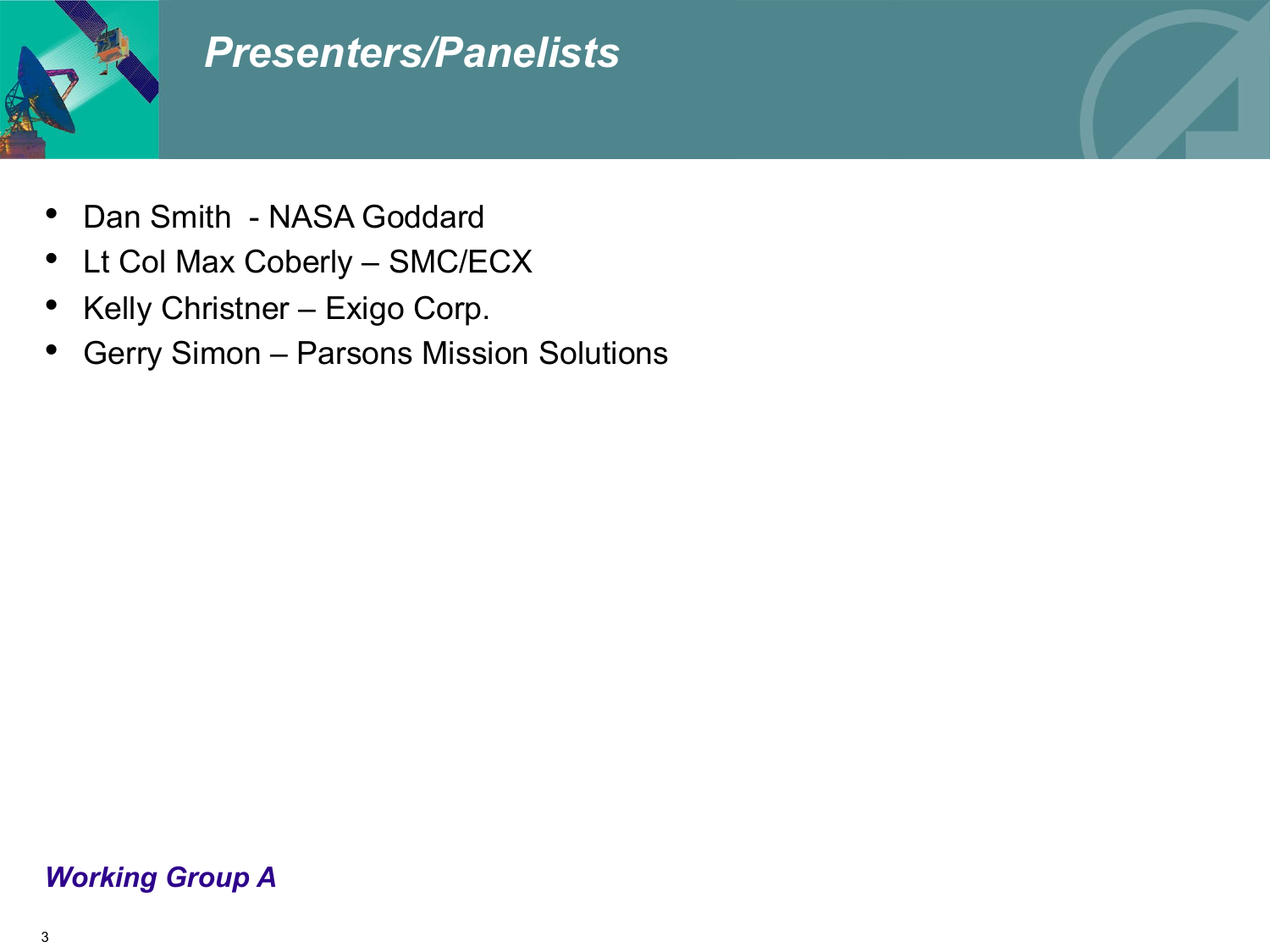# *Presenters/Panelists*

- Dan Smith  - NASA Goddard
- Lt Col Max Coberly – SMC/ECX
- Kelly Christner – Exigo Corp.
- Gerry Simon – Parsons Mission Solutions

***Working Group A***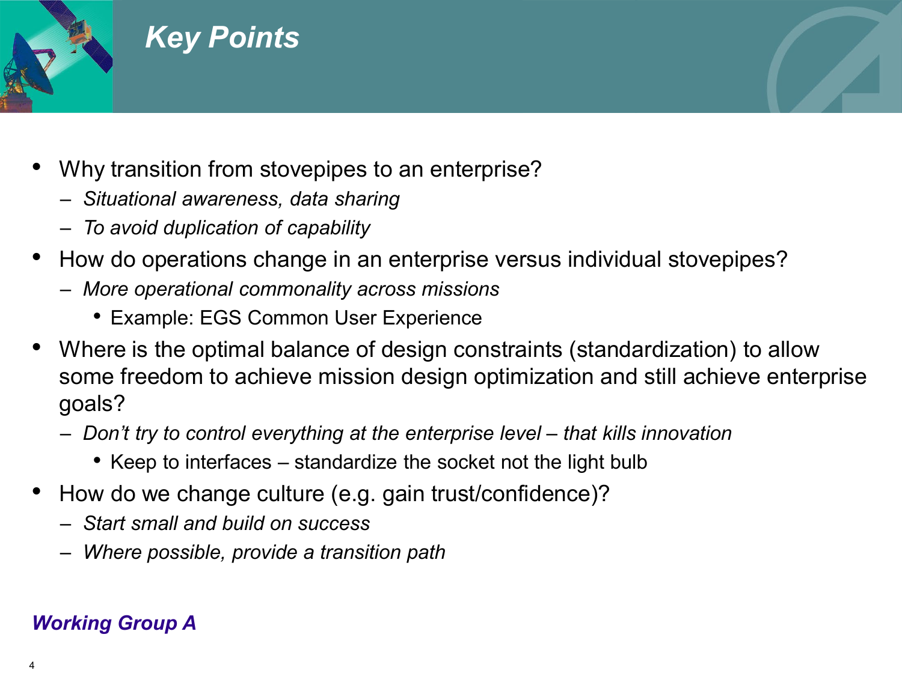# Key Points

- Why transition from stovepipes to an enterprise?
  - *Situational awareness, data sharing*
  - *To avoid duplication of capability*
- How do operations change in an enterprise versus individual stovepipes?
  - *More operational commonality across missions*
    - Example: EGS Common User Experience
- Where is the optimal balance of design constraints (standardization) to allow some freedom to achieve mission design optimization and still achieve enterprise goals?
  - *Don't try to control everything at the enterprise level – that kills innovation*
    - Keep to interfaces – standardize the socket not the light bulb
- How do we change culture (e.g. gain trust/confidence)?
  - *Start small and build on success*
  - *Where possible, provide a transition path*

***Working Group A***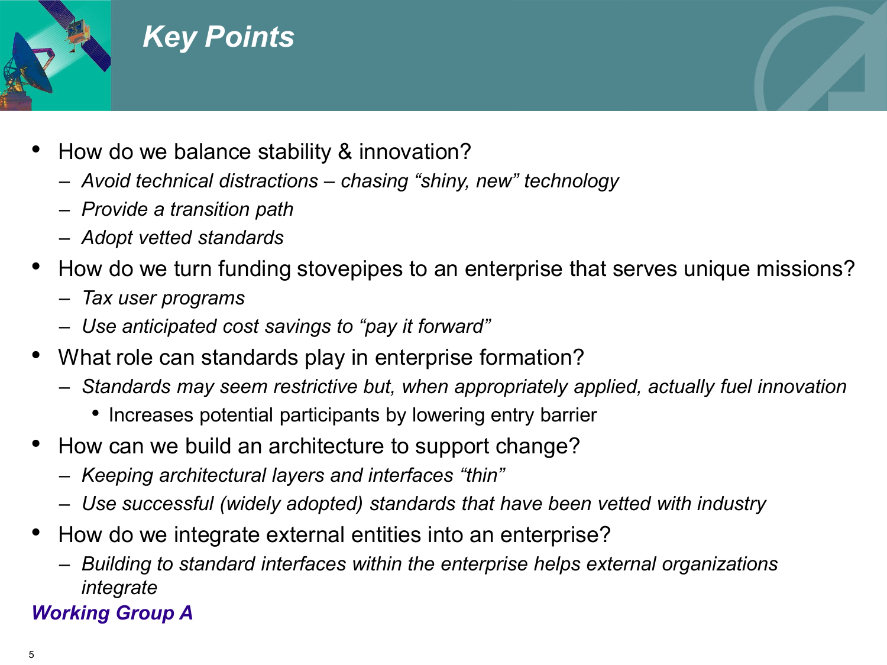# Key Points

- How do we balance stability & innovation?
  - *Avoid technical distractions – chasing "shiny, new" technology*
  - *Provide a transition path*
  - *Adopt vetted standards*
- How do we turn funding stovepipes to an enterprise that serves unique missions?
  - *Tax user programs*
  - *Use anticipated cost savings to "pay it forward"*
- What role can standards play in enterprise formation?
  - *Standards may seem restrictive but, when appropriately applied, actually fuel innovation*
    - Increases potential participants by lowering entry barrier
- How can we build an architecture to support change?
  - *Keeping architectural layers and interfaces "thin"*
  - *Use successful (widely adopted) standards that have been vetted with industry*
- How do we integrate external entities into an enterprise?
  - *Building to standard interfaces within the enterprise helps external organizations integrate*

***Working Group A***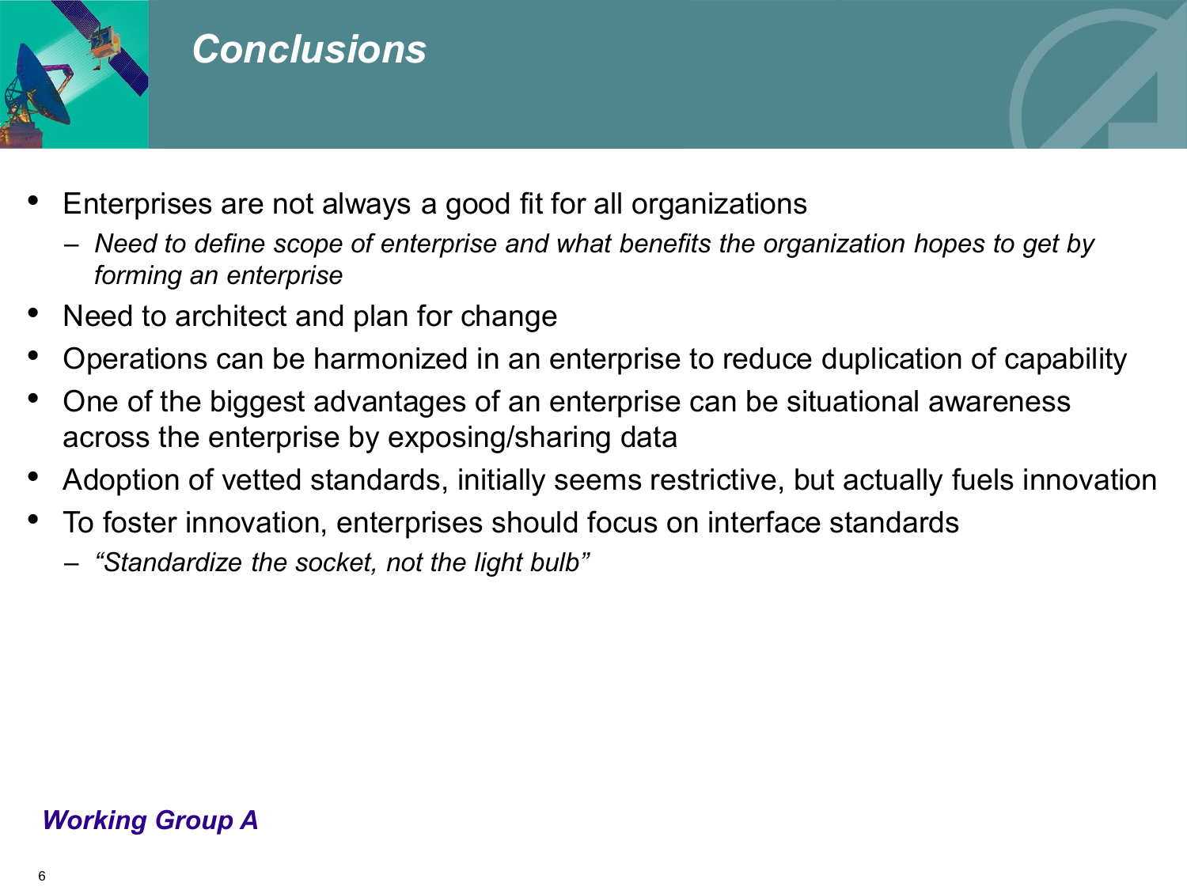# Conclusions

- Enterprises are not always a good fit for all organizations
  - *Need to define scope of enterprise and what benefits the organization hopes to get by forming an enterprise*
- Need to architect and plan for change
- Operations can be harmonized in an enterprise to reduce duplication of capability
- One of the biggest advantages of an enterprise can be situational awareness across the enterprise by exposing/sharing data
- Adoption of vetted standards, initially seems restrictive, but actually fuels innovation
- To foster innovation, enterprises should focus on interface standards
  - *"Standardize the socket, not the light bulb"*

***Working Group A***